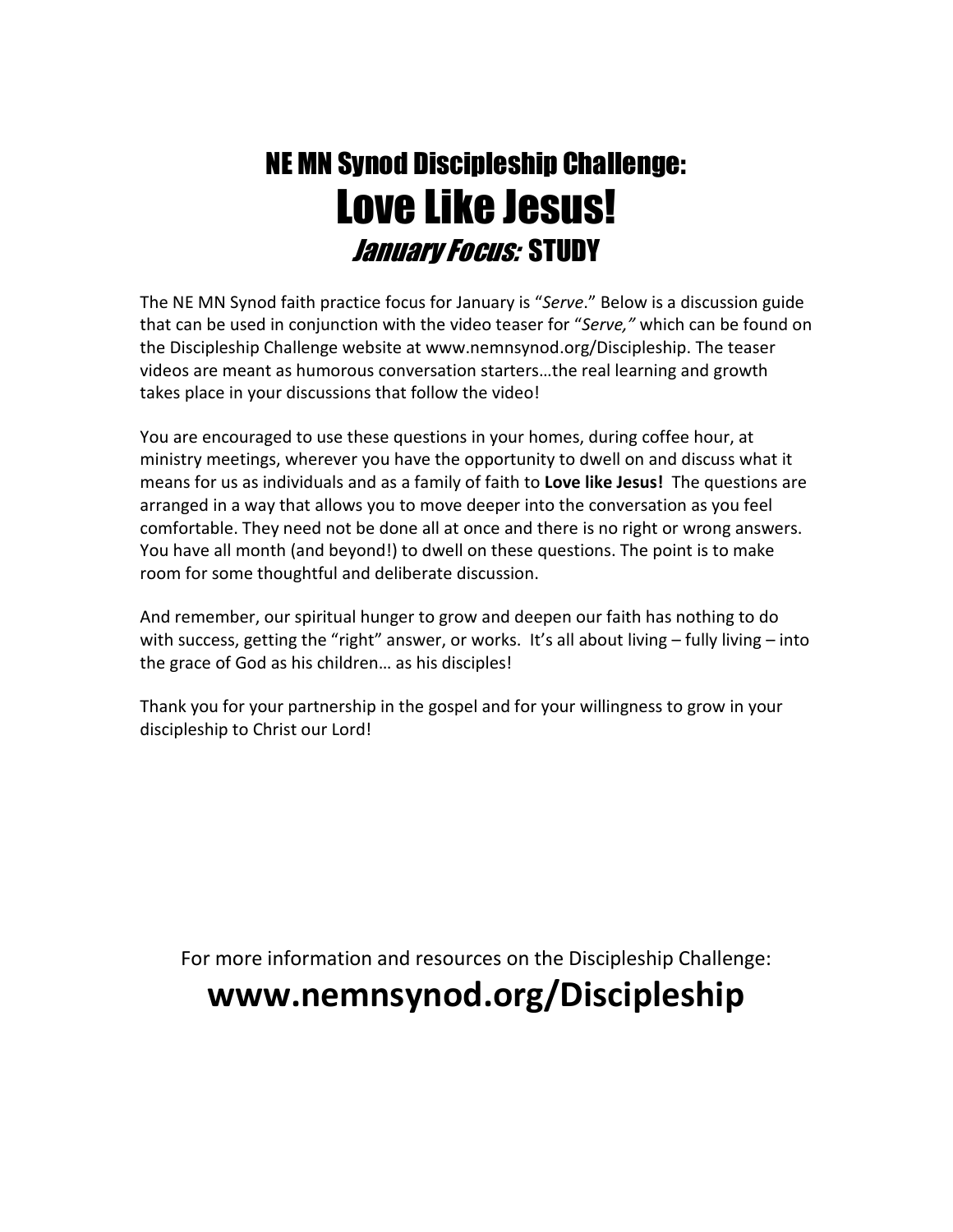# NE MN Synod Discipleship Challenge:

# Love Like Jesus!

## *January Focus:* STUDY

The NE MN Synod faith practice focus for January is "*Serve*." Below is a discussion guide that can be used in conjunction with the video teaser for "*Serve,"* which can be found on the Discipleship Challenge website at www.nemnsynod.org/Discipleship. The teaser videos are meant as humorous conversation starters…the real learning and growth takes place in your discussions that follow the video!

You are encouraged to use these questions in your homes, during coffee hour, at ministry meetings, wherever you have the opportunity to dwell on and discuss what it means for us as individuals and as a family of faith to **Love like Jesus!** The questions are arranged in a way that allows you to move deeper into the conversation as you feel comfortable. They need not be done all at once and there is no right or wrong answers. You have all month (and beyond!) to dwell on these questions. The point is to make room for some thoughtful and deliberate discussion.

And remember, our spiritual hunger to grow and deepen our faith has nothing to do with success, getting the "right" answer, or works. It's all about living – fully living – into the grace of God as his children… as his disciples!

Thank you for your partnership in the gospel and for your willingness to grow in your discipleship to Christ our Lord!

For more information and resources on the Discipleship Challenge:

**www.nemnsynod.org/Discipleship**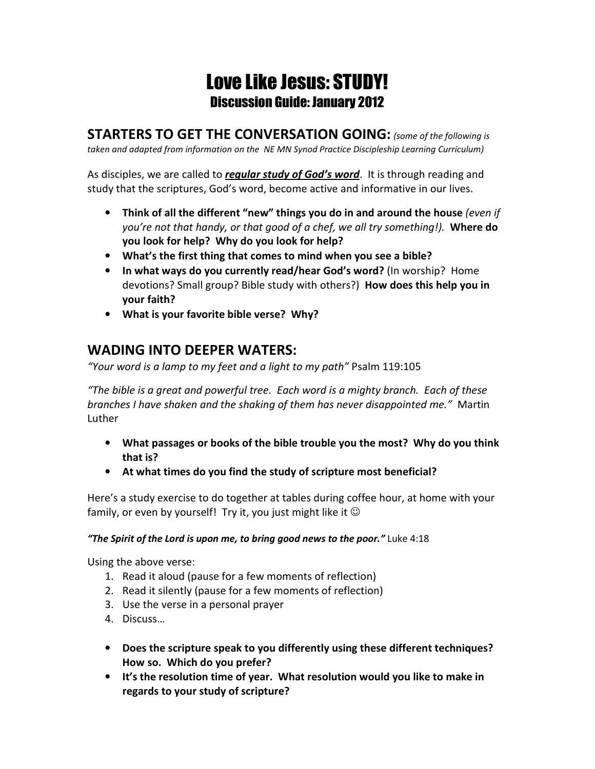# Love Like Jesus: STUDY!

## Discussion Guide: January 2012

## STARTERS TO GET THE CONVERSATION GOING: *(some of the following is taken and adapted from information on the NE MN Synod Practice Discipleship Learning Curriculum)*

As disciples, we are called to ***regular study of God's word***. It is through reading and study that the scriptures, God's word, become active and informative in our lives.

- **Think of all the different "new" things you do in and around the house** *(even if you're not that handy, or that good of a chef, we all try something!).* **Where do you look for help? Why do you look for help?**
- **What's the first thing that comes to mind when you see a bible?**
- **In what ways do you currently read/hear God's word?** (In worship? Home devotions? Small group? Bible study with others?) **How does this help you in your faith?**
- **What is your favorite bible verse? Why?**

## WADING INTO DEEPER WATERS:

*"Your word is a lamp to my feet and a light to my path"* Psalm 119:105

*"The bible is a great and powerful tree. Each word is a mighty branch. Each of these branches I have shaken and the shaking of them has never disappointed me."* Martin Luther

- **What passages or books of the bible trouble you the most? Why do you think that is?**
- **At what times do you find the study of scripture most beneficial?**

Here's a study exercise to do together at tables during coffee hour, at home with your family, or even by yourself! Try it, you just might like it ☺

***"The Spirit of the Lord is upon me, to bring good news to the poor."*** Luke 4:18

Using the above verse:

1. Read it aloud (pause for a few moments of reflection)
2. Read it silently (pause for a few moments of reflection)
3. Use the verse in a personal prayer
4. Discuss…

- **Does the scripture speak to you differently using these different techniques? How so. Which do you prefer?**
- **It's the resolution time of year. What resolution would you like to make in regards to your study of scripture?**